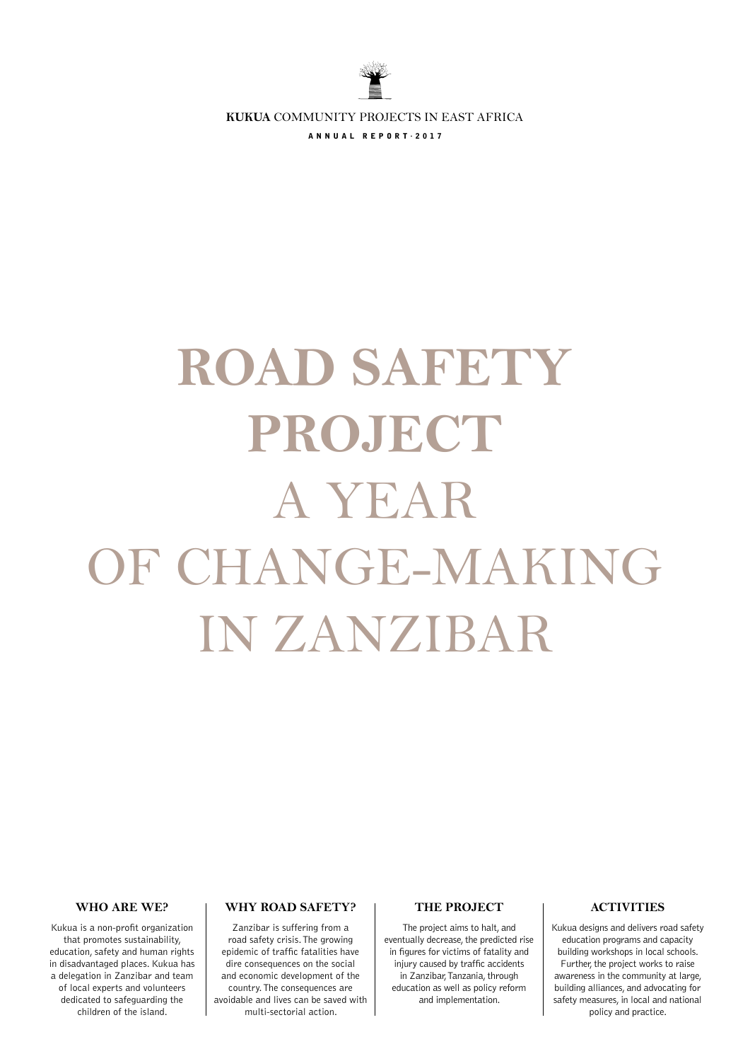**KUKUA** COMMUNITY PROJECTS IN EAST AFRICA

ANNUAL REPORT · 2017

# ROAD SAFETY PROJECT A YEAR OF CHANGE-MAKING IN ZANZIBAR

### WHO ARE WE?

Kukua is a non-profit organization that promotes sustainability, education, safety and human rights in disadvantaged places. Kukua has a delegation in Zanzibar and team of local experts and volunteers dedicated to safeguarding the children of the island.

### WHY ROAD SAFETY?

Zanzibar is suffering from a road safety crisis. The growing epidemic of traffic fatalities have dire consequences on the social and economic development of the country. The consequences are avoidable and lives can be saved with multi-sectorial action.

### THE PROJECT

The project aims to halt, and eventually decrease, the predicted rise in figures for victims of fatality and injury caused by traffic accidents in Zanzibar, Tanzania, through education as well as policy reform and implementation.

### ACTIVITIES

Kukua designs and delivers road safety education programs and capacity building workshops in local schools. Further, the project works to raise awareness in the community at large, building alliances, and advocating for safety measures, in local and national policy and practice.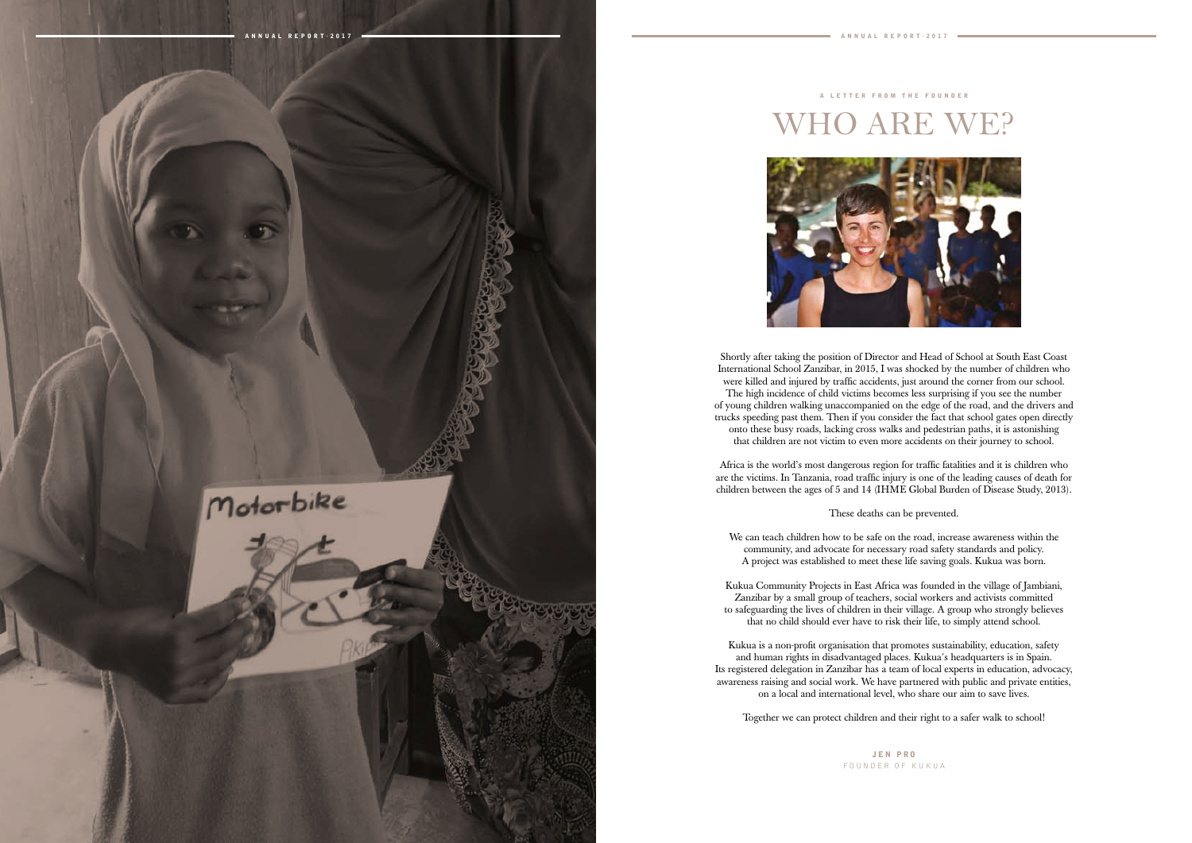A LETTER FROM THE FOUNDER

# WHO ARE WE?

Shortly after taking the position of Director and Head of School at South East Coast International School Zanzibar, in 2015, I was shocked by the number of children who were killed and injured by traffic accidents, just around the corner from our school. The high incidence of child victims becomes less surprising if you see the number of young children walking unaccompanied on the edge of the road, and the drivers and trucks speeding past them. Then if you consider the fact that school gates open directly onto these busy roads, lacking cross walks and pedestrian paths, it is astonishing that children are not victim to even more accidents on their journey to school.

Africa is the world's most dangerous region for traffic fatalities and it is children who are the victims. In Tanzania, road traffic injury is one of the leading causes of death for children between the ages of 5 and 14 (IHME Global Burden of Disease Study, 2013).

These deaths can be prevented.

We can teach children how to be safe on the road, increase awareness within the community, and advocate for necessary road safety standards and policy. A project was established to meet these life saving goals. Kukua was born.

Kukua Community Projects in East Africa was founded in the village of Jambiani, Zanzibar by a small group of teachers, social workers and activists committed to safeguarding the lives of children in their village. A group who strongly believes that no child should ever have to risk their life, to simply attend school.

Kukua is a non-profit organisation that promotes sustainability, education, safety and human rights in disadvantaged places. Kukua's headquarters is in Spain. Its registered delegation in Zanzibar has a team of local experts in education, advocacy, awareness raising and social work. We have partnered with public and private entities, on a local and international level, who share our aim to save lives.

Together we can protect children and their right to a safer walk to school!

**JEN PRO**
FOUNDER OF KUKUA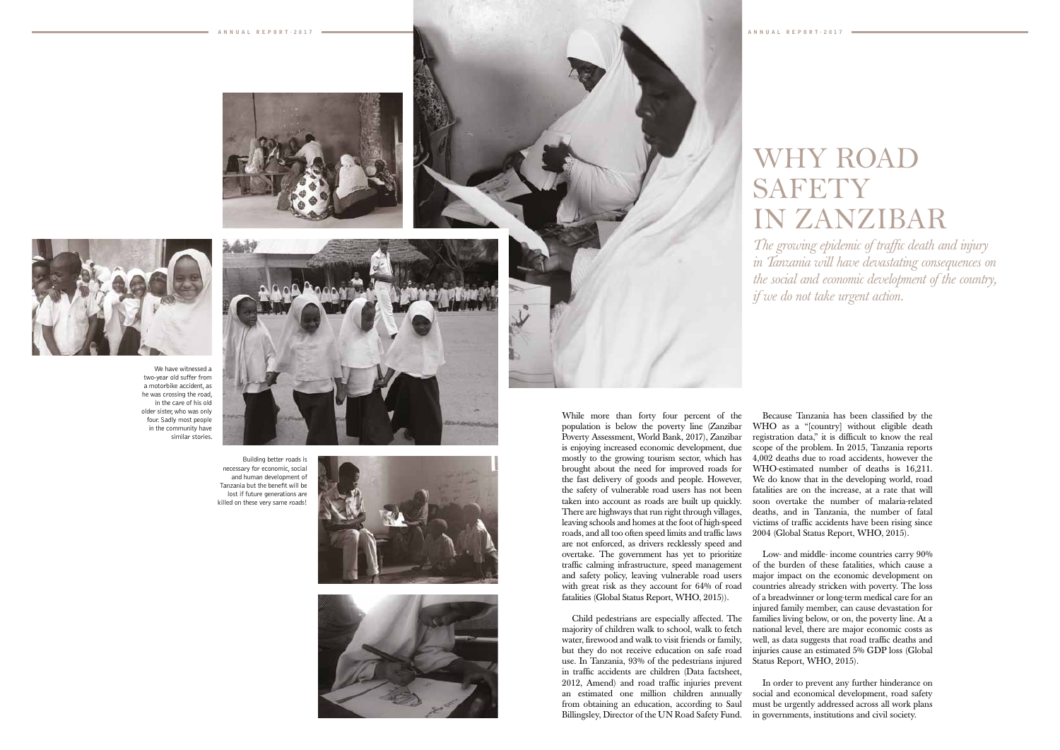# WHY ROAD SAFETY IN ZANZIBAR

*The growing epidemic of traffic death and injury in Tanzania will have devastating consequences on the social and economic development of the country, if we do not take urgent action.*

We have witnessed a two-year old suffer from a motorbike accident, as he was crossing the road, in the care of his old older sister, who was only four. Sadly most people in the community have similar stories.

Building better roads is necessary for economic, social and human development of Tanzania but the benefit will be lost if future generations are killed on these very same roads!

While more than forty four percent of the population is below the poverty line (Zanzibar Poverty Assessment, World Bank, 2017), Zanzibar is enjoying increased economic development, due mostly to the growing tourism sector, which has brought about the need for improved roads for the fast delivery of goods and people. However, the safety of vulnerable road users has not been taken into account as roads are built up quickly. There are highways that run right through villages, leaving schools and homes at the foot of high-speed roads, and all too often speed limits and traffic laws are not enforced, as drivers recklessly speed and overtake. The government has yet to prioritize traffic calming infrastructure, speed management and safety policy, leaving vulnerable road users with great risk as they account for 64% of road fatalities (Global Status Report, WHO, 2015)).

Child pedestrians are especially affected. The majority of children walk to school, walk to fetch water, firewood and walk to visit friends or family, but they do not receive education on safe road use. In Tanzania, 93% of the pedestrians injured in traffic accidents are children (Data factsheet, 2012, Amend) and road traffic injuries prevent an estimated one million children annually from obtaining an education, according to Saul Billingsley, Director of the UN Road Safety Fund.

Because Tanzania has been classified by the WHO as a "[country] without eligible death registration data," it is difficult to know the real scope of the problem. In 2015, Tanzania reports 4,002 deaths due to road accidents, however the WHO-estimated number of deaths is 16,211. We do know that in the developing world, road fatalities are on the increase, at a rate that will soon overtake the number of malaria-related deaths, and in Tanzania, the number of fatal victims of traffic accidents have been rising since 2004 (Global Status Report, WHO, 2015).

Low- and middle- income countries carry 90% of the burden of these fatalities, which cause a major impact on the economic development on countries already stricken with poverty. The loss of a breadwinner or long-term medical care for an injured family member, can cause devastation for families living below, or on, the poverty line. At a national level, there are major economic costs as well, as data suggests that road traffic deaths and injuries cause an estimated 5% GDP loss (Global Status Report, WHO, 2015).

In order to prevent any further hinderance on social and economical development, road safety must be urgently addressed across all work plans in governments, institutions and civil society.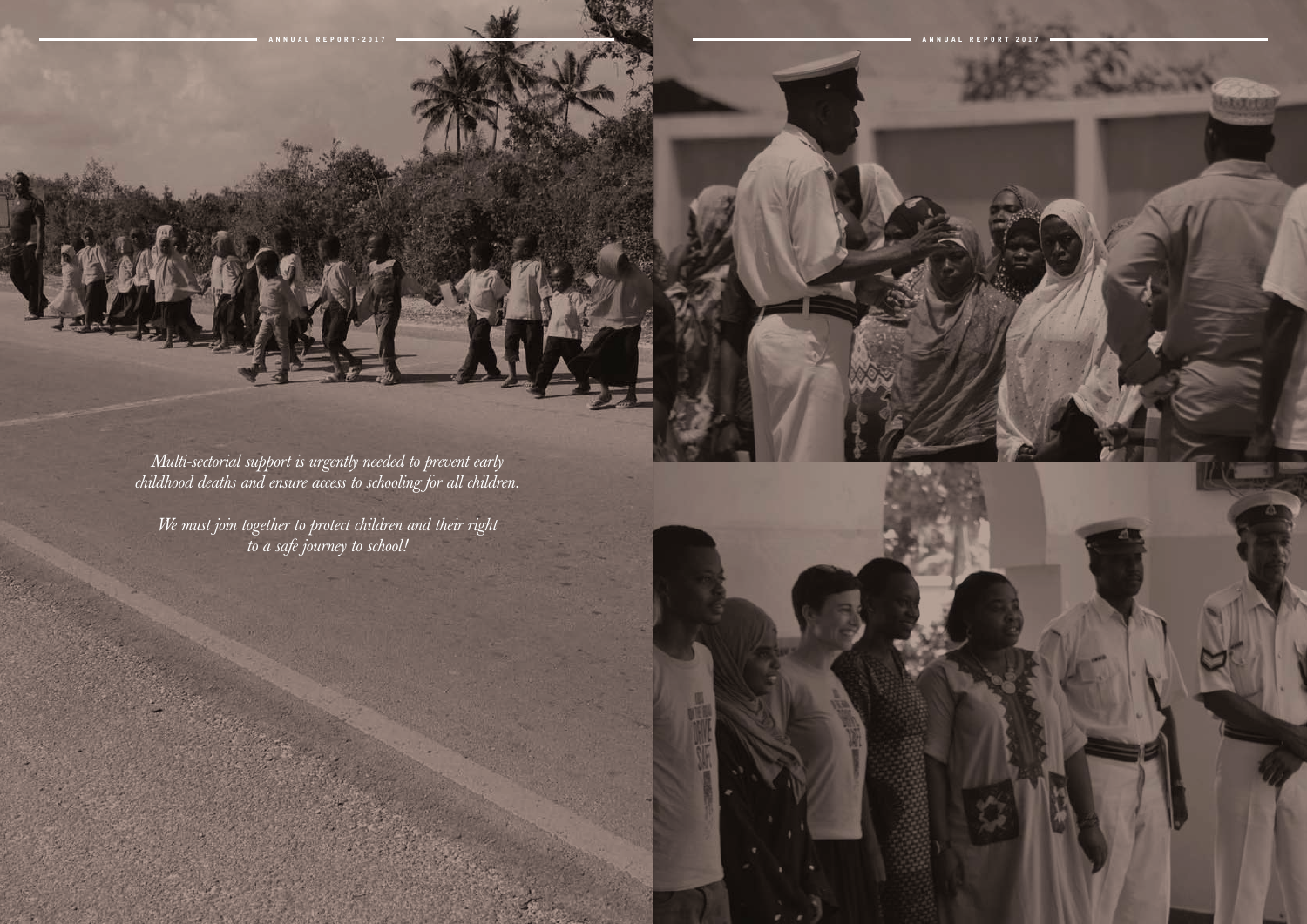*Multi-sectorial support is urgently needed to prevent early childhood deaths and ensure access to schooling for all children.*

*We must join together to protect children and their right to a safe journey to school!*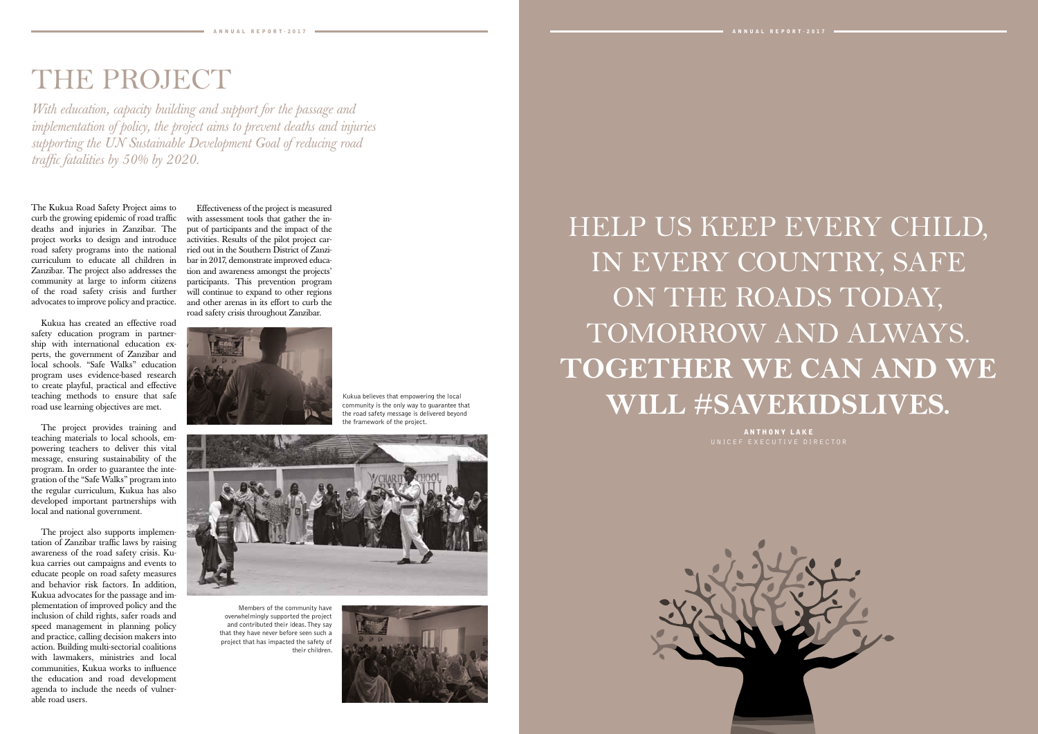# THE PROJECT

*With education, capacity building and support for the passage and implementation of policy, the project aims to prevent deaths and injuries supporting the UN Sustainable Development Goal of reducing road traffic fatalities by 50% by 2020.*

The Kukua Road Safety Project aims to curb the growing epidemic of road traffic deaths and injuries in Zanzibar. The project works to design and introduce road safety programs into the national curriculum to educate all children in Zanzibar. The project also addresses the community at large to inform citizens of the road safety crisis and further advocates to improve policy and practice.

Kukua has created an effective road safety education program in partnership with international education experts, the government of Zanzibar and local schools. "Safe Walks" education program uses evidence-based research to create playful, practical and effective teaching methods to ensure that safe road use learning objectives are met.

The project provides training and teaching materials to local schools, empowering teachers to deliver this vital message, ensuring sustainability of the program. In order to guarantee the integration of the "Safe Walks" program into the regular curriculum, Kukua has also developed important partnerships with local and national government.

The project also supports implementation of Zanzibar traffic laws by raising awareness of the road safety crisis. Kukua carries out campaigns and events to educate people on road safety measures and behavior risk factors. In addition, Kukua advocates for the passage and implementation of improved policy and the inclusion of child rights, safer roads and speed management in planning policy and practice, calling decision makers into action. Building multi-sectorial coalitions with lawmakers, ministries and local communities, Kukua works to influence the education and road development agenda to include the needs of vulnerable road users.

Effectiveness of the project is measured with assessment tools that gather the input of participants and the impact of the activities. Results of the pilot project carried out in the Southern District of Zanzibar in 2017, demonstrate improved education and awareness amongst the projects' participants. This prevention program will continue to expand to other regions and other arenas in its effort to curb the road safety crisis throughout Zanzibar.

Kukua believes that empowering the local community is the only way to guarantee that the road safety message is delivered beyond the framework of the project.

Members of the community have overwhelmingly supported the project and contributed their ideas. They say that they have never before seen such a project that has impacted the safety of their children.

# HELP US KEEP EVERY CHILD, IN EVERY COUNTRY, SAFE ON THE ROADS TODAY, TOMORROW AND ALWAYS. **TOGETHER WE CAN AND WE WILL #SAVEKIDSLIVES.**

**ANTHONY LAKE**
UNICEF EXECUTIVE DIRECTOR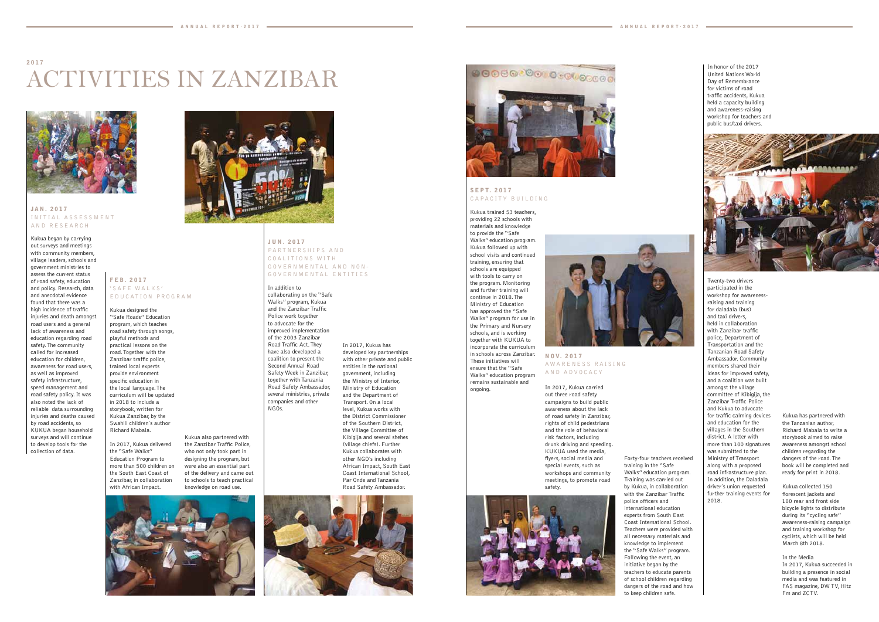2017

# ACTIVITIES IN ZANZIBAR

## JAN. 2017
### INITIAL ASSESSMENT AND RESEARCH

Kukua began by carrying out surveys and meetings with community members, village leaders, schools and government ministries to assess the current status of road safety, education and policy. Research, data and anecdotal evidence found that there was a high incidence of traffic injuries and death amongst road users and a general lack of awareness and education regarding road safety. The community called for increased education for children, awareness for road users, as well as improved safety infrastructure, speed management and road safety policy. It was also noted the lack of reliable data surrounding injuries and deaths caused by road accidents, so KUKUA began household surveys and will continue to develop tools for the collection of data.

## FEB. 2017
### 'SAFE WALKS' EDUCATION PROGRAM

Kukua designed the "Safe Roads" Education program, which teaches road safety through songs, playful methods and practical lessons on the road. Together with the Zanzibar traffic police, trained local experts provide environment specific education in the local language. The curriculum will be updated in 2018 to include a storybook, written for Kukua Zanzibar, by the Swahili children's author Richard Mabala.

In 2017, Kukua delivered the "Safe Walks" Education Program to more than 500 children on the South East Coast of Zanzibar, in collaboration with African Impact.

Kukua also partnered with the Zanzibar Traffic Police, who not only took part in designing the program, but were also an essential part of the delivery and came out to schools to teach practical knowledge on road use.

## JUN. 2017
### PARTNERSHIPS AND COALITIONS WITH GOVERNMENTAL AND NON-GOVERNMENTAL ENTITIES

In addition to collaborating on the "Safe Walks" program, Kukua and the Zanzibar Traffic Police work together to advocate for the improved implementation of the 2003 Zanzibar Road Traffic Act. They have also developed a coalition to present the Second Annual Road Safety Week in Zanzibar, together with Tanzania Road Safety Ambassador, several ministries, private companies and other NGOs.

In 2017, Kukua has developed key partnerships with other private and public entities in the national government, including the Ministry of Interior, Ministry of Education and the Department of Transport. On a local level, Kukua works with the District Commissioner of the Southern District, the Village Committee of Kibigija and several shehes (village chiefs). Further Kukua collaborates with other NGO's including African Impact, South East Coast International School, Par Onde and Tanzania Road Safety Ambassador.

## SEPT. 2017
### CAPACITY BUILDING

Kukua trained 53 teachers, providing 22 schools with materials and knowledge to provide the "Safe Walks" education program. Kukua followed up with school visits and continued training, ensuring that schools are equipped with tools to carry on the program. Monitoring and further training will continue in 2018. The Ministry of Education has approved the "Safe Walks" program for use in the Primary and Nursery schools, and is working together with KUKUA to incorporate the curriculum in schools across Zanzibar. These initiatives will ensure that the "Safe Walks" education program remains sustainable and ongoing.

## NOV. 2017
### AWARENESS RAISING AND ADVOCACY

In 2017, Kukua carried out three road safety campaigns to build public awareness about the lack of road safety in Zanzibar, rights of child pedestrians and the role of behavioral risk factors, including drunk driving and speeding. KUKUA used the media, flyers, social media and special events, such as workshops and community meetings, to promote road safety.

Forty-four teachers received training in the "Safe Walks" education program. Training was carried out by Kukua, in collaboration with the Zanzibar Traffic police officers and international education experts from South East Coast International School. Teachers were provided with all necessary materials and knowledge to implement the "Safe Walks" program. Following the event, an initiative began by the teachers to educate parents of school children regarding dangers of the road and how to keep children safe.

In honor of the 2017 United Nations World Day of Remembrance for victims of road traffic accidents, Kukua held a capacity building and awareness-raising workshop for teachers and public bus/taxi drivers.

Twenty-two drivers participated in the workshop for awareness-raising and training for daladala (bus) and taxi drivers, held in collaboration with Zanzibar traffic police, Department of Transportation and the Tanzanian Road Safety Ambassador. Community members shared their ideas for improved safety, and a coalition was built amongst the village committee of Kibigija, the Zanzibar Traffic Police and Kukua to advocate for traffic calming devices and education for the villages in the Southern district. A letter with more than 100 signatures was submitted to the Ministry of Transport along with a proposed road infrastructure plan. In addition, the Daladala driver's union requested further training events for 2018.

Kukua has partnered with the Tanzanian author, Richard Mabala to write a storybook aimed to raise awareness amongst school children regarding the dangers of the road. The book will be completed and ready for print in 2018.

Kukua collected 150 florescent jackets and 100 rear and front side bicycle lights to distribute during its "cycling safe" awareness-raising campaign and training workshop for cyclists, which will be held March 8th 2018.

In the Media
In 2017, Kukua succeeded in building a presence in social media and was featured in FAS magazine, DW TV, Hitz Fm and ZCTV.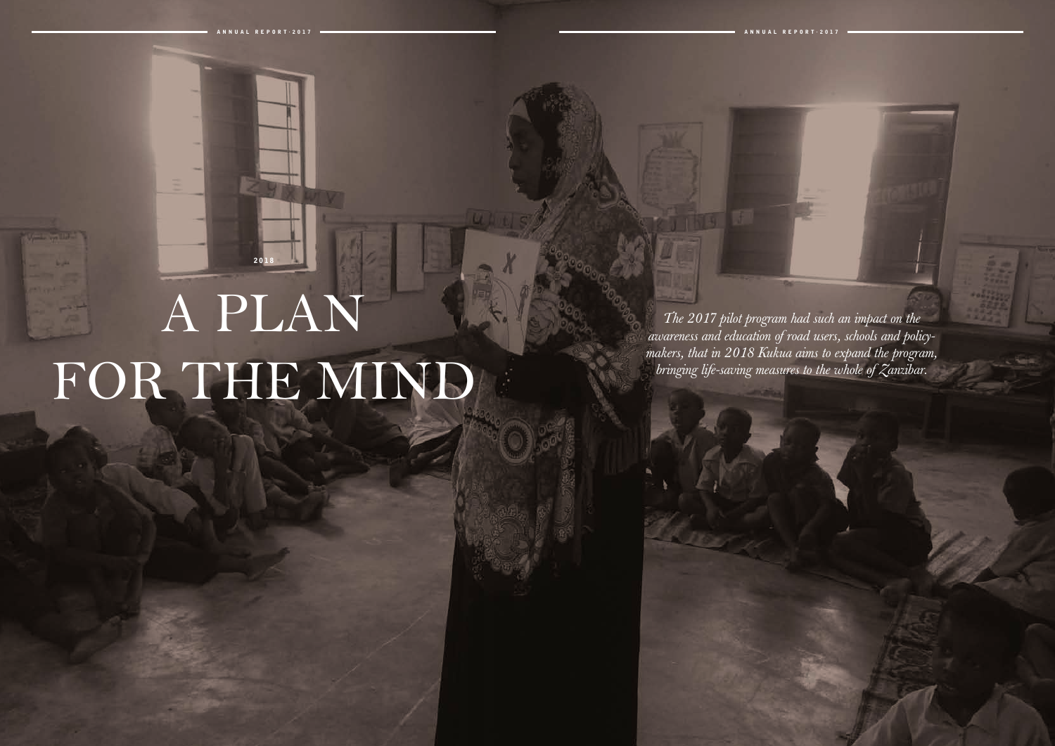2018

# A PLAN FOR THE MIND

*The 2017 pilot program had such an impact on the awareness and education of road users, schools and policy-makers, that in 2018 Kukua aims to expand the program, bringing life-saving measures to the whole of Zanzibar.*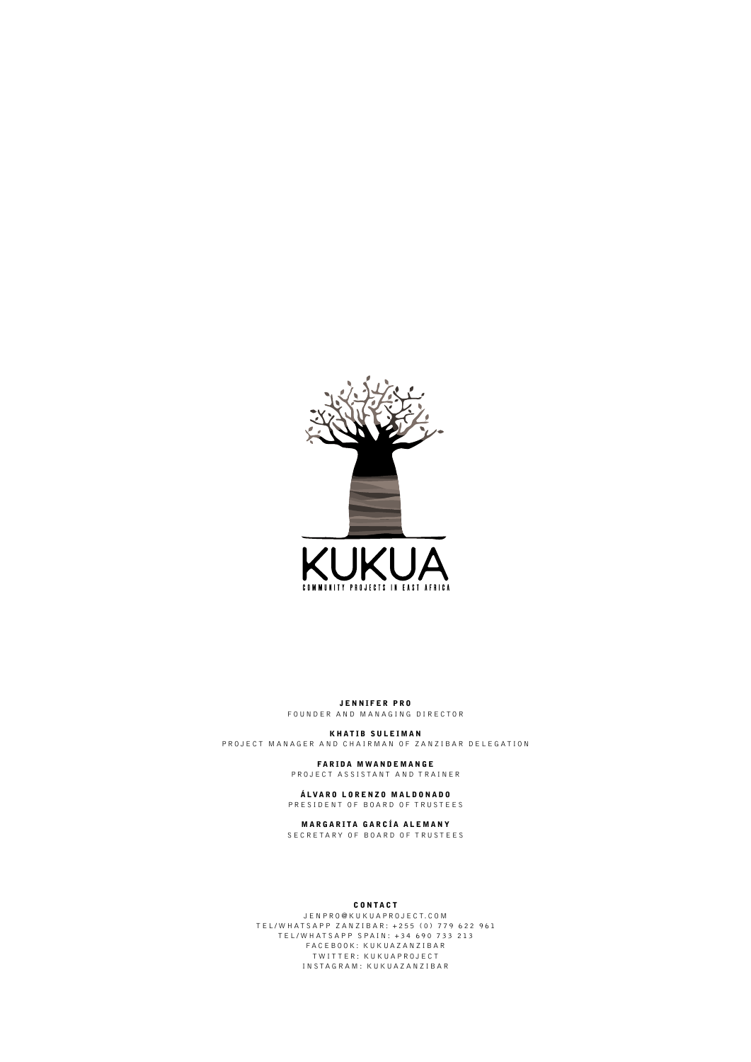KUKUA

COMMUNITY PROJECTS IN EAST AFRICA

**JENNIFER PRO**
FOUNDER AND MANAGING DIRECTOR

**KHATIB SULEIMAN**
PROJECT MANAGER AND CHAIRMAN OF ZANZIBAR DELEGATION

**FARIDA MWANDEMANGE**
PROJECT ASSISTANT AND TRAINER

**ÁLVARO LORENZO MALDONADO**
PRESIDENT OF BOARD OF TRUSTEES

**MARGARITA GARCÍA ALEMANY**
SECRETARY OF BOARD OF TRUSTEES

**CONTACT**
JENPRO@KUKUAPROJECT.COM
TEL/WHATSAPP ZANZIBAR: +255 (0) 779 622 961
TEL/WHATSAPP SPAIN: +34 690 733 213
FACEBOOK: KUKUAZANZIBAR
TWITTER: KUKUAPROJECT
INSTAGRAM: KUKUAZANZIBAR